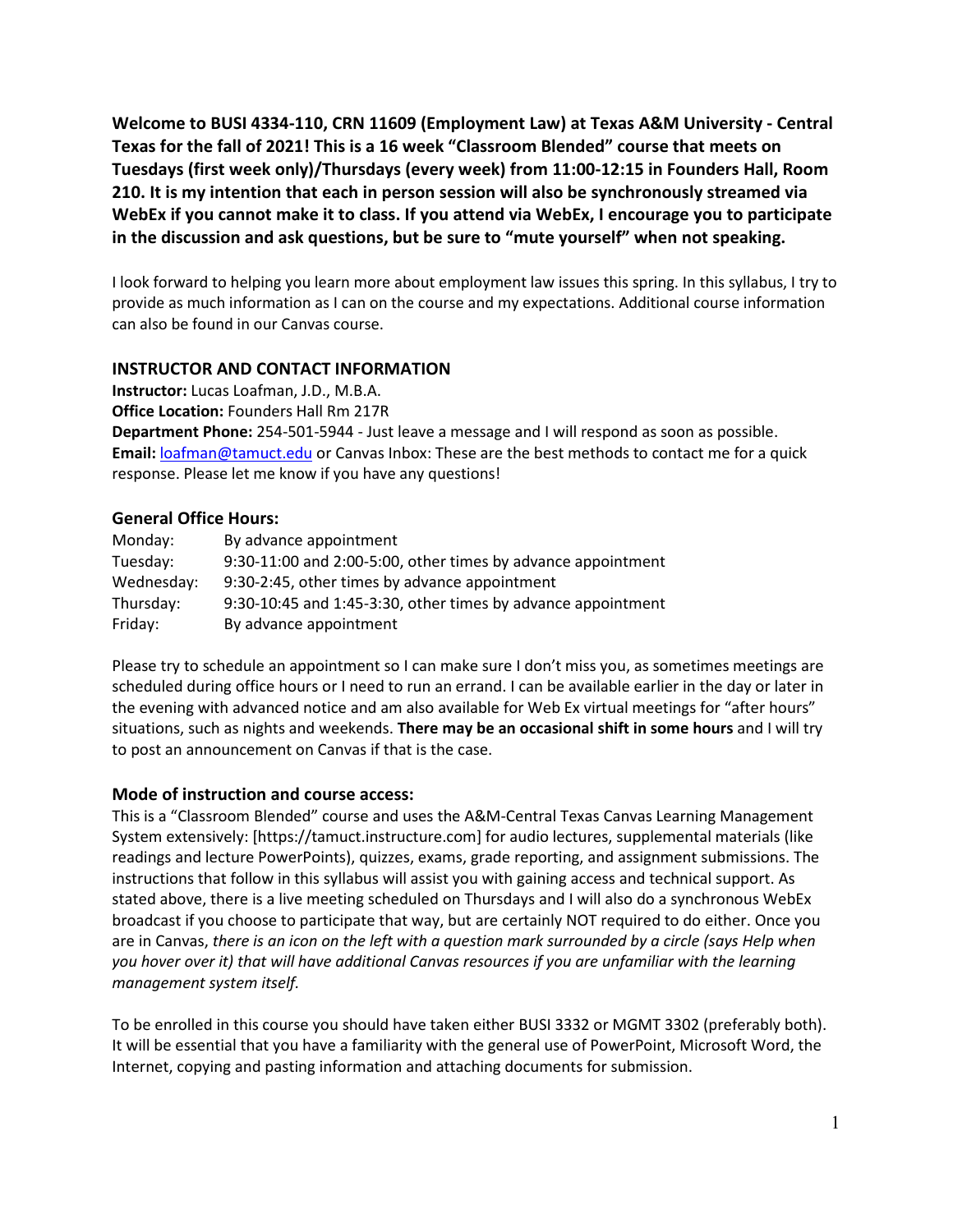**Welcome to BUSI 4334-110, CRN 11609 (Employment Law) at Texas A&M University - Central Texas for the fall of 2021! This is a 16 week "Classroom Blended" course that meets on Tuesdays (first week only)/Thursdays (every week) from 11:00-12:15 in Founders Hall, Room 210. It is my intention that each in person session will also be synchronously streamed via WebEx if you cannot make it to class. If you attend via WebEx, I encourage you to participate in the discussion and ask questions, but be sure to "mute yourself" when not speaking.**

I look forward to helping you learn more about employment law issues this spring. In this syllabus, I try to provide as much information as I can on the course and my expectations. Additional course information can also be found in our Canvas course.

## INSTRUCTOR AND CONTACT INFORMATION

**Instructor:** Lucas Loafman, J.D., M.B.A.
**Office Location:** Founders Hall Rm 217R
**Department Phone:** 254-501-5944 - Just leave a message and I will respond as soon as possible.
**Email:** loafman@tamuct.edu or Canvas Inbox: These are the best methods to contact me for a quick response. Please let me know if you have any questions!

### General Office Hours:

| | |
|---|---|
| Monday: | By advance appointment |
| Tuesday: | 9:30-11:00 and 2:00-5:00, other times by advance appointment |
| Wednesday: | 9:30-2:45, other times by advance appointment |
| Thursday: | 9:30-10:45 and 1:45-3:30, other times by advance appointment |
| Friday: | By advance appointment |

Please try to schedule an appointment so I can make sure I don't miss you, as sometimes meetings are scheduled during office hours or I need to run an errand. I can be available earlier in the day or later in the evening with advanced notice and am also available for Web Ex virtual meetings for "after hours" situations, such as nights and weekends. **There may be an occasional shift in some hours** and I will try to post an announcement on Canvas if that is the case.

### Mode of instruction and course access:

This is a "Classroom Blended" course and uses the A&M-Central Texas Canvas Learning Management System extensively: [https://tamuct.instructure.com] for audio lectures, supplemental materials (like readings and lecture PowerPoints), quizzes, exams, grade reporting, and assignment submissions. The instructions that follow in this syllabus will assist you with gaining access and technical support. As stated above, there is a live meeting scheduled on Thursdays and I will also do a synchronous WebEx broadcast if you choose to participate that way, but are certainly NOT required to do either. Once you are in Canvas, *there is an icon on the left with a question mark surrounded by a circle (says Help when you hover over it) that will have additional Canvas resources if you are unfamiliar with the learning management system itself.*

To be enrolled in this course you should have taken either BUSI 3332 or MGMT 3302 (preferably both). It will be essential that you have a familiarity with the general use of PowerPoint, Microsoft Word, the Internet, copying and pasting information and attaching documents for submission.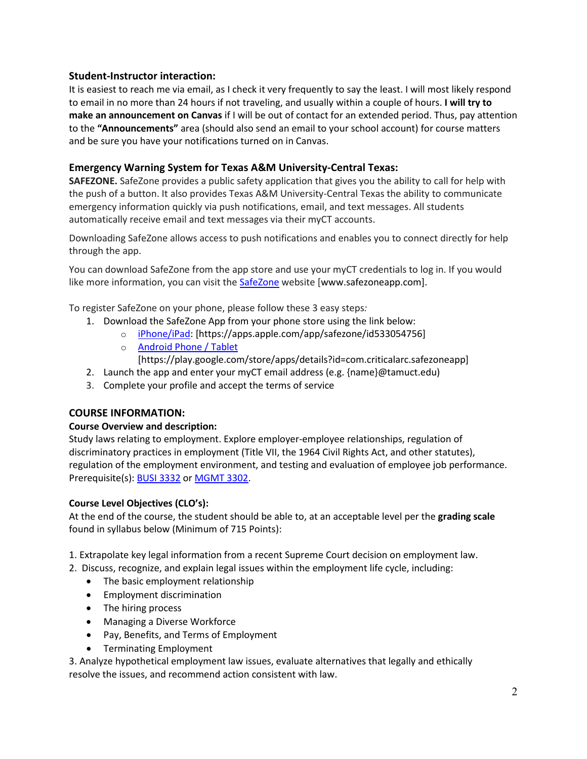### Student-Instructor interaction:

It is easiest to reach me via email, as I check it very frequently to say the least. I will most likely respond to email in no more than 24 hours if not traveling, and usually within a couple of hours. **I will try to make an announcement on Canvas** if I will be out of contact for an extended period. Thus, pay attention to the **"Announcements"** area (should also send an email to your school account) for course matters and be sure you have your notifications turned on in Canvas.

### Emergency Warning System for Texas A&M University-Central Texas:

**SAFEZONE.** SafeZone provides a public safety application that gives you the ability to call for help with the push of a button. It also provides Texas A&M University-Central Texas the ability to communicate emergency information quickly via push notifications, email, and text messages. All students automatically receive email and text messages via their myCT accounts.

Downloading SafeZone allows access to push notifications and enables you to connect directly for help through the app.

You can download SafeZone from the app store and use your myCT credentials to log in. If you would like more information, you can visit the SafeZone website [www.safezoneapp.com].

To register SafeZone on your phone, please follow these 3 easy steps*:*

1. Download the SafeZone App from your phone store using the link below:
   - iPhone/iPad: [https://apps.apple.com/app/safezone/id533054756]
   - Android Phone / Tablet [https://play.google.com/store/apps/details?id=com.criticalarc.safezoneapp]
2. Launch the app and enter your myCT email address (e.g. {name}@tamuct.edu)
3. Complete your profile and accept the terms of service

## COURSE INFORMATION:

### Course Overview and description:

Study laws relating to employment. Explore employer-employee relationships, regulation of discriminatory practices in employment (Title VII, the 1964 Civil Rights Act, and other statutes), regulation of the employment environment, and testing and evaluation of employee job performance. Prerequisite(s): BUSI 3332 or MGMT 3302.

### Course Level Objectives (CLO's):

At the end of the course, the student should be able to, at an acceptable level per the **grading scale** found in syllabus below (Minimum of 715 Points):

1. Extrapolate key legal information from a recent Supreme Court decision on employment law.
2. Discuss, recognize, and explain legal issues within the employment life cycle, including:
   - The basic employment relationship
   - Employment discrimination
   - The hiring process
   - Managing a Diverse Workforce
   - Pay, Benefits, and Terms of Employment
   - Terminating Employment
3. Analyze hypothetical employment law issues, evaluate alternatives that legally and ethically resolve the issues, and recommend action consistent with law.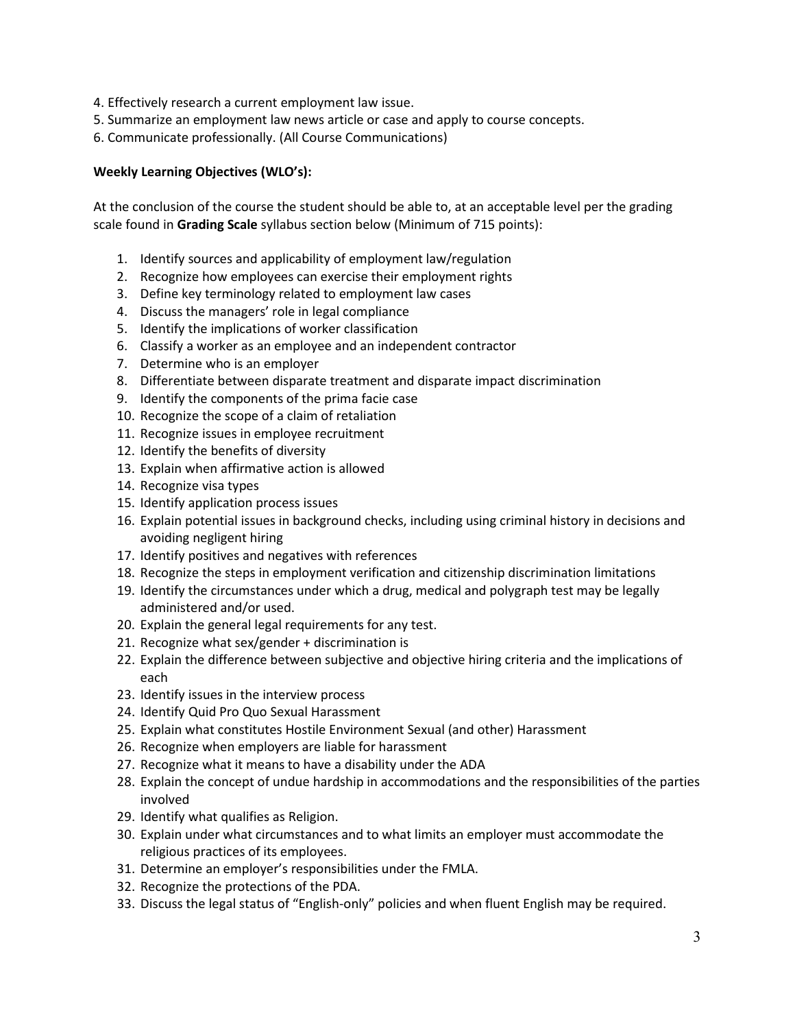4. Effectively research a current employment law issue.
5. Summarize an employment law news article or case and apply to course concepts.
6. Communicate professionally. (All Course Communications)

**Weekly Learning Objectives (WLO's):**

At the conclusion of the course the student should be able to, at an acceptable level per the grading scale found in **Grading Scale** syllabus section below (Minimum of 715 points):

1. Identify sources and applicability of employment law/regulation
2. Recognize how employees can exercise their employment rights
3. Define key terminology related to employment law cases
4. Discuss the managers' role in legal compliance
5. Identify the implications of worker classification
6. Classify a worker as an employee and an independent contractor
7. Determine who is an employer
8. Differentiate between disparate treatment and disparate impact discrimination
9. Identify the components of the prima facie case
10. Recognize the scope of a claim of retaliation
11. Recognize issues in employee recruitment
12. Identify the benefits of diversity
13. Explain when affirmative action is allowed
14. Recognize visa types
15. Identify application process issues
16. Explain potential issues in background checks, including using criminal history in decisions and avoiding negligent hiring
17. Identify positives and negatives with references
18. Recognize the steps in employment verification and citizenship discrimination limitations
19. Identify the circumstances under which a drug, medical and polygraph test may be legally administered and/or used.
20. Explain the general legal requirements for any test.
21. Recognize what sex/gender + discrimination is
22. Explain the difference between subjective and objective hiring criteria and the implications of each
23. Identify issues in the interview process
24. Identify Quid Pro Quo Sexual Harassment
25. Explain what constitutes Hostile Environment Sexual (and other) Harassment
26. Recognize when employers are liable for harassment
27. Recognize what it means to have a disability under the ADA
28. Explain the concept of undue hardship in accommodations and the responsibilities of the parties involved
29. Identify what qualifies as Religion.
30. Explain under what circumstances and to what limits an employer must accommodate the religious practices of its employees.
31. Determine an employer's responsibilities under the FMLA.
32. Recognize the protections of the PDA.
33. Discuss the legal status of "English-only" policies and when fluent English may be required.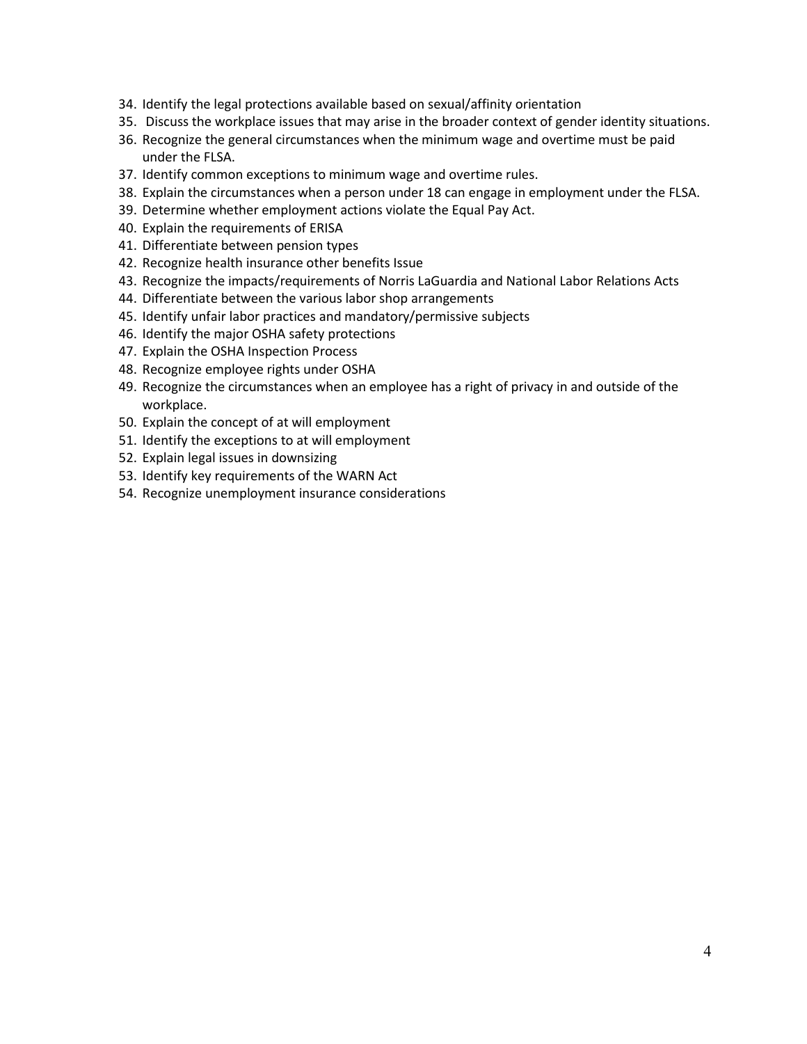34. Identify the legal protections available based on sexual/affinity orientation
35. Discuss the workplace issues that may arise in the broader context of gender identity situations.
36. Recognize the general circumstances when the minimum wage and overtime must be paid under the FLSA.
37. Identify common exceptions to minimum wage and overtime rules.
38. Explain the circumstances when a person under 18 can engage in employment under the FLSA.
39. Determine whether employment actions violate the Equal Pay Act.
40. Explain the requirements of ERISA
41. Differentiate between pension types
42. Recognize health insurance other benefits Issue
43. Recognize the impacts/requirements of Norris LaGuardia and National Labor Relations Acts
44. Differentiate between the various labor shop arrangements
45. Identify unfair labor practices and mandatory/permissive subjects
46. Identify the major OSHA safety protections
47. Explain the OSHA Inspection Process
48. Recognize employee rights under OSHA
49. Recognize the circumstances when an employee has a right of privacy in and outside of the workplace.
50. Explain the concept of at will employment
51. Identify the exceptions to at will employment
52. Explain legal issues in downsizing
53. Identify key requirements of the WARN Act
54. Recognize unemployment insurance considerations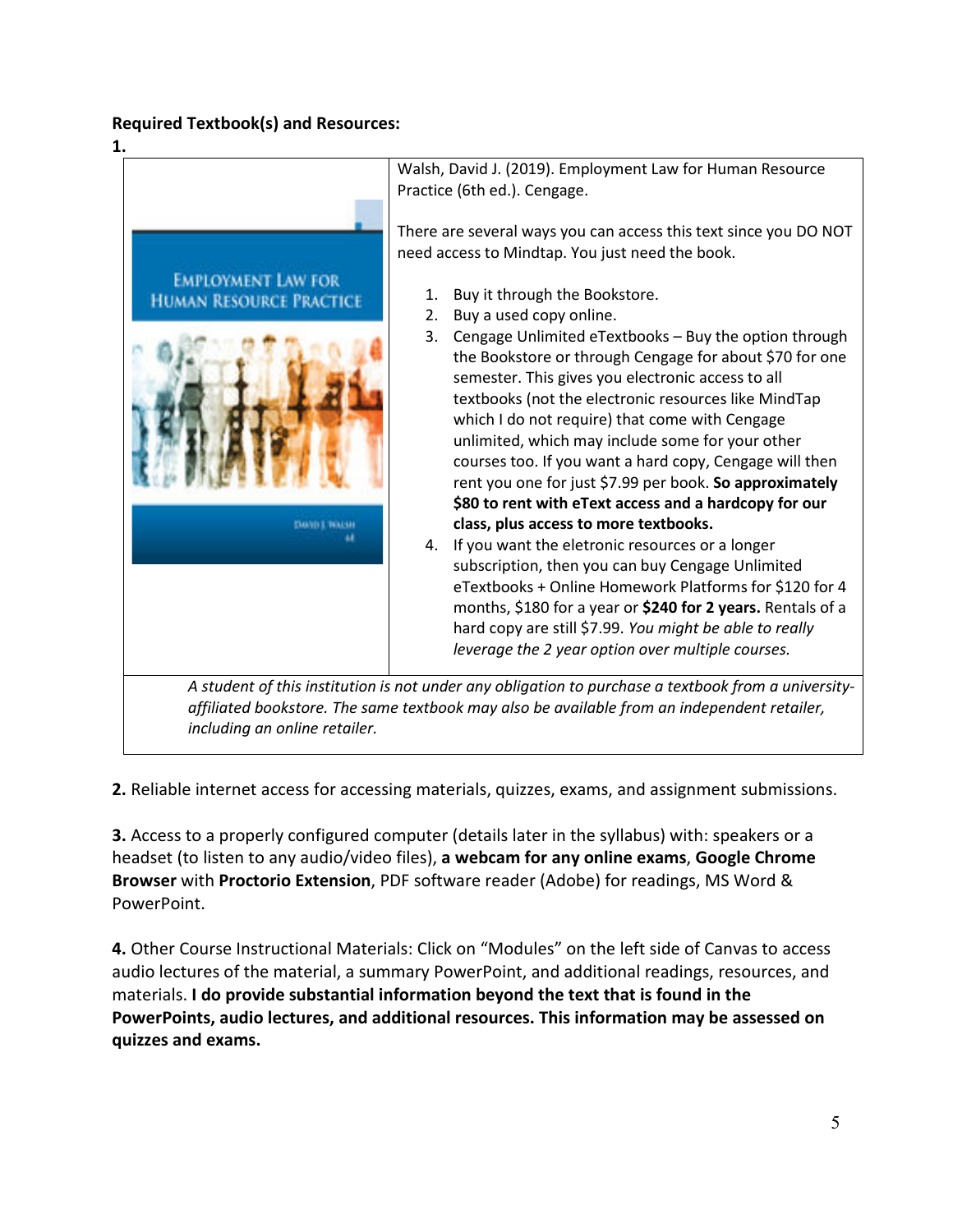**Required Textbook(s) and Resources:**

**1.**

Walsh, David J. (2019). Employment Law for Human Resource Practice (6th ed.). Cengage.

There are several ways you can access this text since you DO NOT need access to Mindtap. You just need the book.

1. Buy it through the Bookstore.
2. Buy a used copy online.
3. Cengage Unlimited eTextbooks – Buy the option through the Bookstore or through Cengage for about $70 for one semester. This gives you electronic access to all textbooks (not the electronic resources like MindTap which I do not require) that come with Cengage unlimited, which may include some for your other courses too. If you want a hard copy, Cengage will then rent you one for just $7.99 per book. **So approximately $80 to rent with eText access and a hardcopy for our class, plus access to more textbooks.**
4. If you want the eletronic resources or a longer subscription, then you can buy Cengage Unlimited eTextbooks + Online Homework Platforms for $120 for 4 months, $180 for a year or **$240 for 2 years.** Rentals of a hard copy are still $7.99. *You might be able to really leverage the 2 year option over multiple courses.*

*A student of this institution is not under any obligation to purchase a textbook from a university-affiliated bookstore. The same textbook may also be available from an independent retailer, including an online retailer.*

**2.** Reliable internet access for accessing materials, quizzes, exams, and assignment submissions.

**3.** Access to a properly configured computer (details later in the syllabus) with: speakers or a headset (to listen to any audio/video files), **a webcam for any online exams**, **Google Chrome Browser** with **Proctorio Extension**, PDF software reader (Adobe) for readings, MS Word & PowerPoint.

**4.** Other Course Instructional Materials: Click on "Modules" on the left side of Canvas to access audio lectures of the material, a summary PowerPoint, and additional readings, resources, and materials. **I do provide substantial information beyond the text that is found in the PowerPoints, audio lectures, and additional resources. This information may be assessed on quizzes and exams.**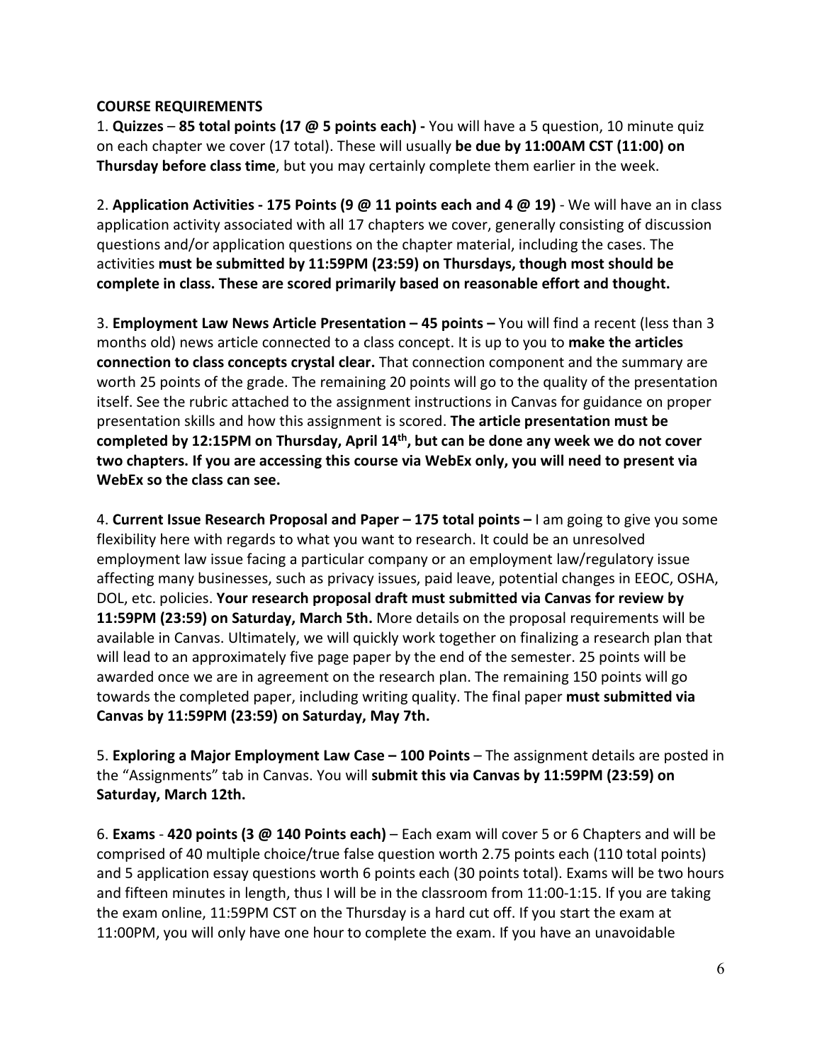**COURSE REQUIREMENTS**

1. **Quizzes** – **85 total points (17 @ 5 points each) -** You will have a 5 question, 10 minute quiz on each chapter we cover (17 total). These will usually **be due by 11:00AM CST (11:00) on Thursday before class time**, but you may certainly complete them earlier in the week.

2. **Application Activities - 175 Points (9 @ 11 points each and 4 @ 19)** - We will have an in class application activity associated with all 17 chapters we cover, generally consisting of discussion questions and/or application questions on the chapter material, including the cases. The activities **must be submitted by 11:59PM (23:59) on Thursdays, though most should be complete in class. These are scored primarily based on reasonable effort and thought.**

3. **Employment Law News Article Presentation – 45 points –** You will find a recent (less than 3 months old) news article connected to a class concept. It is up to you to **make the articles connection to class concepts crystal clear.** That connection component and the summary are worth 25 points of the grade. The remaining 20 points will go to the quality of the presentation itself. See the rubric attached to the assignment instructions in Canvas for guidance on proper presentation skills and how this assignment is scored. **The article presentation must be completed by 12:15PM on Thursday, April 14th, but can be done any week we do not cover two chapters. If you are accessing this course via WebEx only, you will need to present via WebEx so the class can see.**

4. **Current Issue Research Proposal and Paper – 175 total points –** I am going to give you some flexibility here with regards to what you want to research. It could be an unresolved employment law issue facing a particular company or an employment law/regulatory issue affecting many businesses, such as privacy issues, paid leave, potential changes in EEOC, OSHA, DOL, etc. policies. **Your research proposal draft must submitted via Canvas for review by 11:59PM (23:59) on Saturday, March 5th.** More details on the proposal requirements will be available in Canvas. Ultimately, we will quickly work together on finalizing a research plan that will lead to an approximately five page paper by the end of the semester. 25 points will be awarded once we are in agreement on the research plan. The remaining 150 points will go towards the completed paper, including writing quality. The final paper **must submitted via Canvas by 11:59PM (23:59) on Saturday, May 7th.**

5. **Exploring a Major Employment Law Case – 100 Points** – The assignment details are posted in the "Assignments" tab in Canvas. You will **submit this via Canvas by 11:59PM (23:59) on Saturday, March 12th.**

6. **Exams** - **420 points (3 @ 140 Points each)** – Each exam will cover 5 or 6 Chapters and will be comprised of 40 multiple choice/true false question worth 2.75 points each (110 total points) and 5 application essay questions worth 6 points each (30 points total). Exams will be two hours and fifteen minutes in length, thus I will be in the classroom from 11:00-1:15. If you are taking the exam online, 11:59PM CST on the Thursday is a hard cut off. If you start the exam at 11:00PM, you will only have one hour to complete the exam. If you have an unavoidable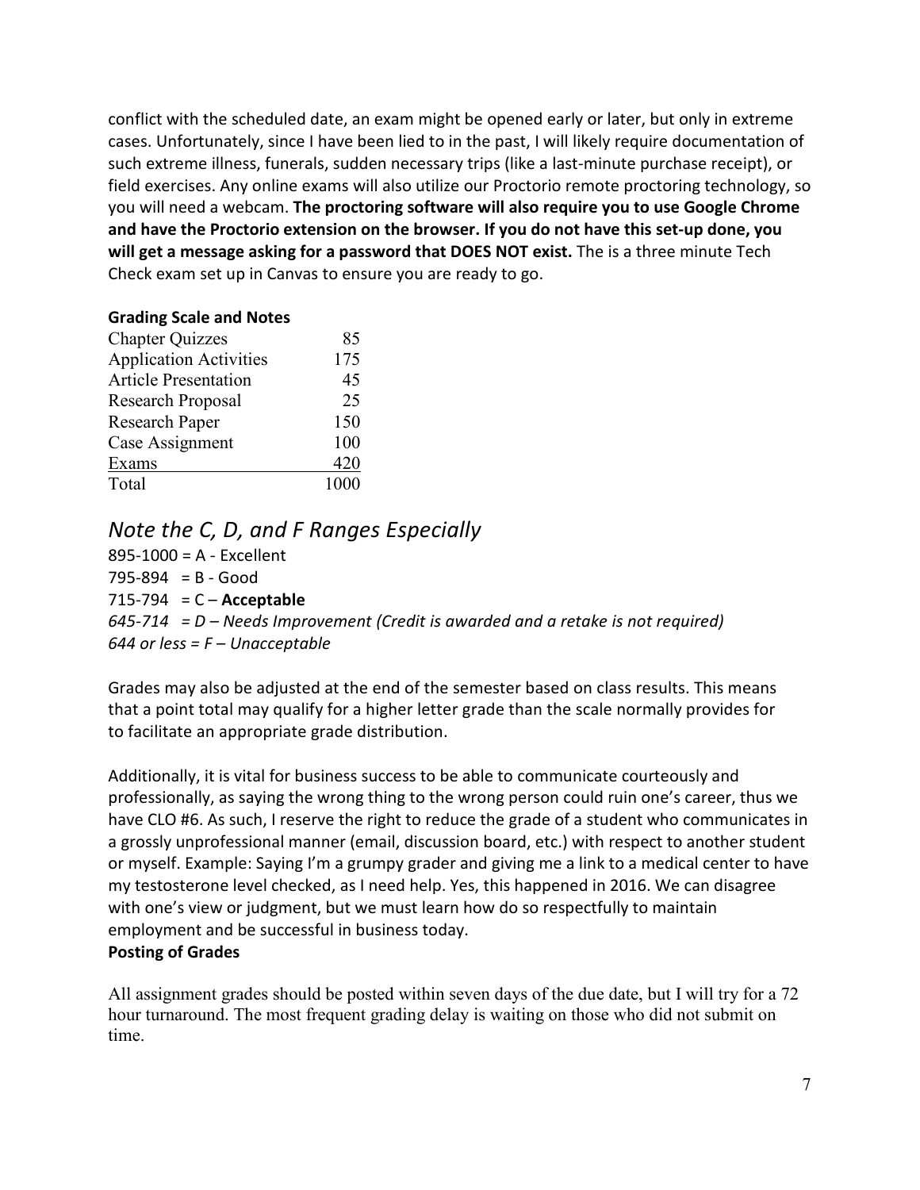conflict with the scheduled date, an exam might be opened early or later, but only in extreme cases. Unfortunately, since I have been lied to in the past, I will likely require documentation of such extreme illness, funerals, sudden necessary trips (like a last-minute purchase receipt), or field exercises. Any online exams will also utilize our Proctorio remote proctoring technology, so you will need a webcam. **The proctoring software will also require you to use Google Chrome and have the Proctorio extension on the browser. If you do not have this set-up done, you will get a message asking for a password that DOES NOT exist.** The is a three minute Tech Check exam set up in Canvas to ensure you are ready to go.

**Grading Scale and Notes**

| | |
|---|---|
| Chapter Quizzes | 85 |
| Application Activities | 175 |
| Article Presentation | 45 |
| Research Proposal | 25 |
| Research Paper | 150 |
| Case Assignment | 100 |
| Exams | 420 |
| Total | 1000 |

## *Note the C, D, and F Ranges Especially*

895-1000 = A - Excellent
795-894 = B - Good
715-794 = C – **Acceptable**
*645-714 = D – Needs Improvement (Credit is awarded and a retake is not required)*
*644 or less = F – Unacceptable*

Grades may also be adjusted at the end of the semester based on class results. This means that a point total may qualify for a higher letter grade than the scale normally provides for to facilitate an appropriate grade distribution.

Additionally, it is vital for business success to be able to communicate courteously and professionally, as saying the wrong thing to the wrong person could ruin one's career, thus we have CLO #6. As such, I reserve the right to reduce the grade of a student who communicates in a grossly unprofessional manner (email, discussion board, etc.) with respect to another student or myself. Example: Saying I'm a grumpy grader and giving me a link to a medical center to have my testosterone level checked, as I need help. Yes, this happened in 2016. We can disagree with one's view or judgment, but we must learn how do so respectfully to maintain employment and be successful in business today.

**Posting of Grades**

All assignment grades should be posted within seven days of the due date, but I will try for a 72 hour turnaround. The most frequent grading delay is waiting on those who did not submit on time.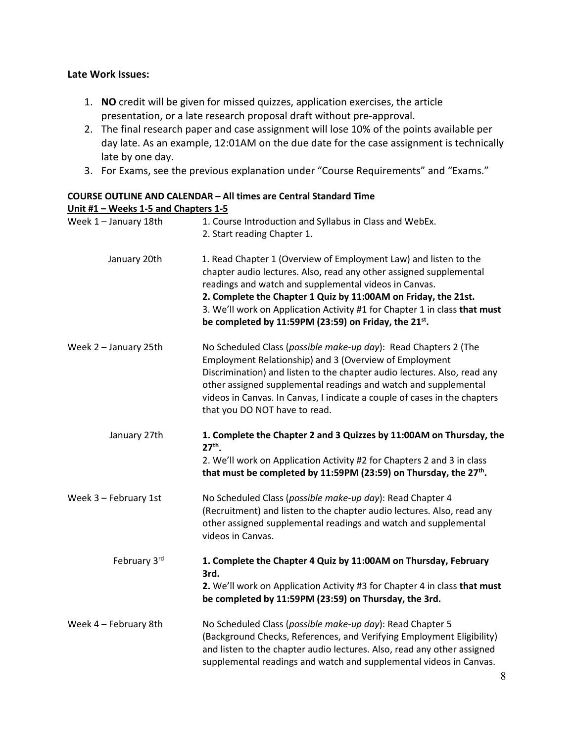**Late Work Issues:**

1. **NO** credit will be given for missed quizzes, application exercises, the article presentation, or a late research proposal draft without pre-approval.
2. The final research paper and case assignment will lose 10% of the points available per day late. As an example, 12:01AM on the due date for the case assignment is technically late by one day.
3. For Exams, see the previous explanation under "Course Requirements" and "Exams."

**COURSE OUTLINE AND CALENDAR – All times are Central Standard Time**

**Unit #1 – Weeks 1-5 and Chapters 1-5**

| | |
|---|---|
| Week 1 – January 18th | 1. Course Introduction and Syllabus in Class and WebEx.<br>2. Start reading Chapter 1. |
| January 20th | 1. Read Chapter 1 (Overview of Employment Law) and listen to the chapter audio lectures. Also, read any other assigned supplemental readings and watch and supplemental videos in Canvas.<br>**2. Complete the Chapter 1 Quiz by 11:00AM on Friday, the 21st.**<br>3. We'll work on Application Activity #1 for Chapter 1 in class **that must be completed by 11:59PM (23:59) on Friday, the 21st.** |
| Week 2 – January 25th | No Scheduled Class (*possible make-up day*): Read Chapters 2 (The Employment Relationship) and 3 (Overview of Employment Discrimination) and listen to the chapter audio lectures. Also, read any other assigned supplemental readings and watch and supplemental videos in Canvas. In Canvas, I indicate a couple of cases in the chapters that you DO NOT have to read. |
| January 27th | **1. Complete the Chapter 2 and 3 Quizzes by 11:00AM on Thursday, the 27th.**<br>2. We'll work on Application Activity #2 for Chapters 2 and 3 in class **that must be completed by 11:59PM (23:59) on Thursday, the 27th.** |
| Week 3 – February 1st | No Scheduled Class (*possible make-up day*): Read Chapter 4 (Recruitment) and listen to the chapter audio lectures. Also, read any other assigned supplemental readings and watch and supplemental videos in Canvas. |
| February 3rd | **1. Complete the Chapter 4 Quiz by 11:00AM on Thursday, February 3rd.**<br>**2.** We'll work on Application Activity #3 for Chapter 4 in class **that must be completed by 11:59PM (23:59) on Thursday, the 3rd.** |
| Week 4 – February 8th | No Scheduled Class (*possible make-up day*): Read Chapter 5 (Background Checks, References, and Verifying Employment Eligibility) and listen to the chapter audio lectures. Also, read any other assigned supplemental readings and watch and supplemental videos in Canvas. |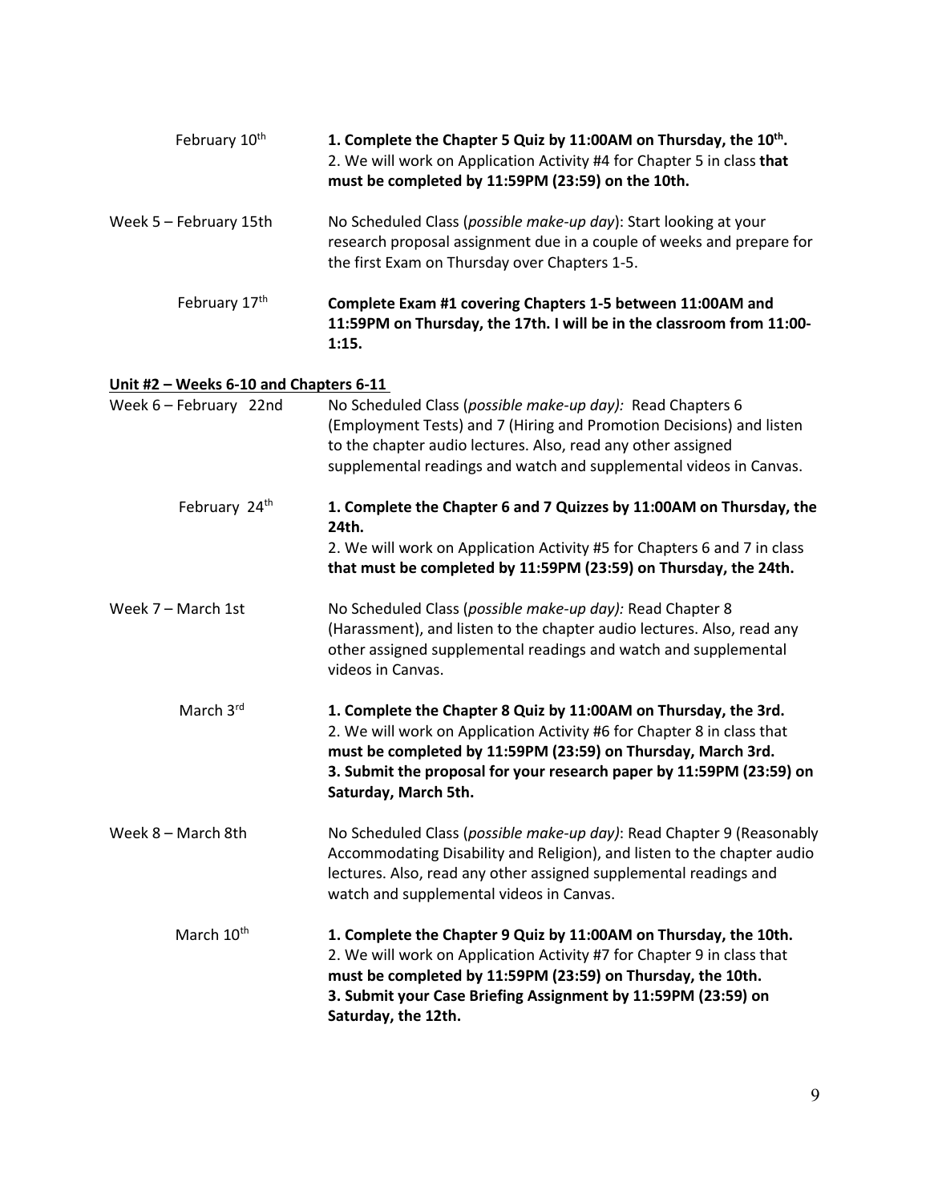| | |
|---|---|
| February 10th | **1. Complete the Chapter 5 Quiz by 11:00AM on Thursday, the 10th.** 2. We will work on Application Activity #4 for Chapter 5 in class **that must be completed by 11:59PM (23:59) on the 10th.** |
| Week 5 – February 15th | No Scheduled Class (*possible make-up day*): Start looking at your research proposal assignment due in a couple of weeks and prepare for the first Exam on Thursday over Chapters 1-5. |
| February 17th | **Complete Exam #1 covering Chapters 1-5 between 11:00AM and 11:59PM on Thursday, the 17th. I will be in the classroom from 11:00-1:15.** |

**Unit #2 – Weeks 6-10 and Chapters 6-11**

| | |
|---|---|
| Week 6 – February 22nd | No Scheduled Class (*possible make-up day):* Read Chapters 6 (Employment Tests) and 7 (Hiring and Promotion Decisions) and listen to the chapter audio lectures. Also, read any other assigned supplemental readings and watch and supplemental videos in Canvas. |
| February 24th | **1. Complete the Chapter 6 and 7 Quizzes by 11:00AM on Thursday, the 24th.** 2. We will work on Application Activity #5 for Chapters 6 and 7 in class **that must be completed by 11:59PM (23:59) on Thursday, the 24th.** |
| Week 7 – March 1st | No Scheduled Class (*possible make-up day):* Read Chapter 8 (Harassment), and listen to the chapter audio lectures. Also, read any other assigned supplemental readings and watch and supplemental videos in Canvas. |
| March 3rd | **1. Complete the Chapter 8 Quiz by 11:00AM on Thursday, the 3rd.** 2. We will work on Application Activity #6 for Chapter 8 in class that **must be completed by 11:59PM (23:59) on Thursday, March 3rd. 3. Submit the proposal for your research paper by 11:59PM (23:59) on Saturday, March 5th.** |
| Week 8 – March 8th | No Scheduled Class (*possible make-up day)*: Read Chapter 9 (Reasonably Accommodating Disability and Religion), and listen to the chapter audio lectures. Also, read any other assigned supplemental readings and watch and supplemental videos in Canvas. |
| March 10th | **1. Complete the Chapter 9 Quiz by 11:00AM on Thursday, the 10th.** 2. We will work on Application Activity #7 for Chapter 9 in class that **must be completed by 11:59PM (23:59) on Thursday, the 10th. 3. Submit your Case Briefing Assignment by 11:59PM (23:59) on Saturday, the 12th.** |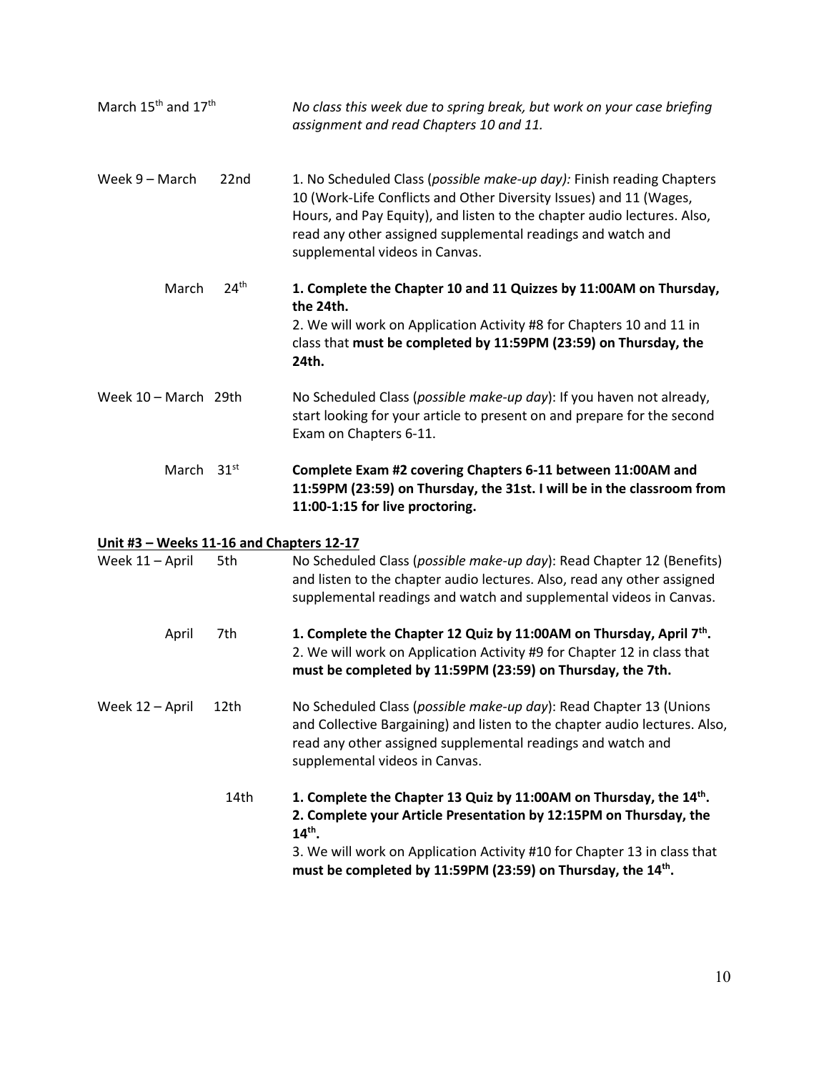March 15th and 17th — *No class this week due to spring break, but work on your case briefing assignment and read Chapters 10 and 11.*

Week 9 – March 22nd — 1. No Scheduled Class (*possible make-up day):* Finish reading Chapters 10 (Work-Life Conflicts and Other Diversity Issues) and 11 (Wages, Hours, and Pay Equity), and listen to the chapter audio lectures. Also, read any other assigned supplemental readings and watch and supplemental videos in Canvas.

March 24th — **1. Complete the Chapter 10 and 11 Quizzes by 11:00AM on Thursday, the 24th.**
2. We will work on Application Activity #8 for Chapters 10 and 11 in class that **must be completed by 11:59PM (23:59) on Thursday, the 24th.**

Week 10 – March 29th — No Scheduled Class (*possible make-up day*): If you haven not already, start looking for your article to present on and prepare for the second Exam on Chapters 6-11.

March 31st — **Complete Exam #2 covering Chapters 6-11 between 11:00AM and 11:59PM (23:59) on Thursday, the 31st. I will be in the classroom from 11:00-1:15 for live proctoring.**

**<u>Unit #3 – Weeks 11-16 and Chapters 12-17</u>**

Week 11 – April 5th — No Scheduled Class (*possible make-up day*): Read Chapter 12 (Benefits) and listen to the chapter audio lectures. Also, read any other assigned supplemental readings and watch and supplemental videos in Canvas.

April 7th — **1. Complete the Chapter 12 Quiz by 11:00AM on Thursday, April 7th.**
2. We will work on Application Activity #9 for Chapter 12 in class that **must be completed by 11:59PM (23:59) on Thursday, the 7th.**

Week 12 – April 12th — No Scheduled Class (*possible make-up day*): Read Chapter 13 (Unions and Collective Bargaining) and listen to the chapter audio lectures. Also, read any other assigned supplemental readings and watch and supplemental videos in Canvas.

14th — **1. Complete the Chapter 13 Quiz by 11:00AM on Thursday, the 14th.**
**2. Complete your Article Presentation by 12:15PM on Thursday, the 14th.**
3. We will work on Application Activity #10 for Chapter 13 in class that **must be completed by 11:59PM (23:59) on Thursday, the 14th.**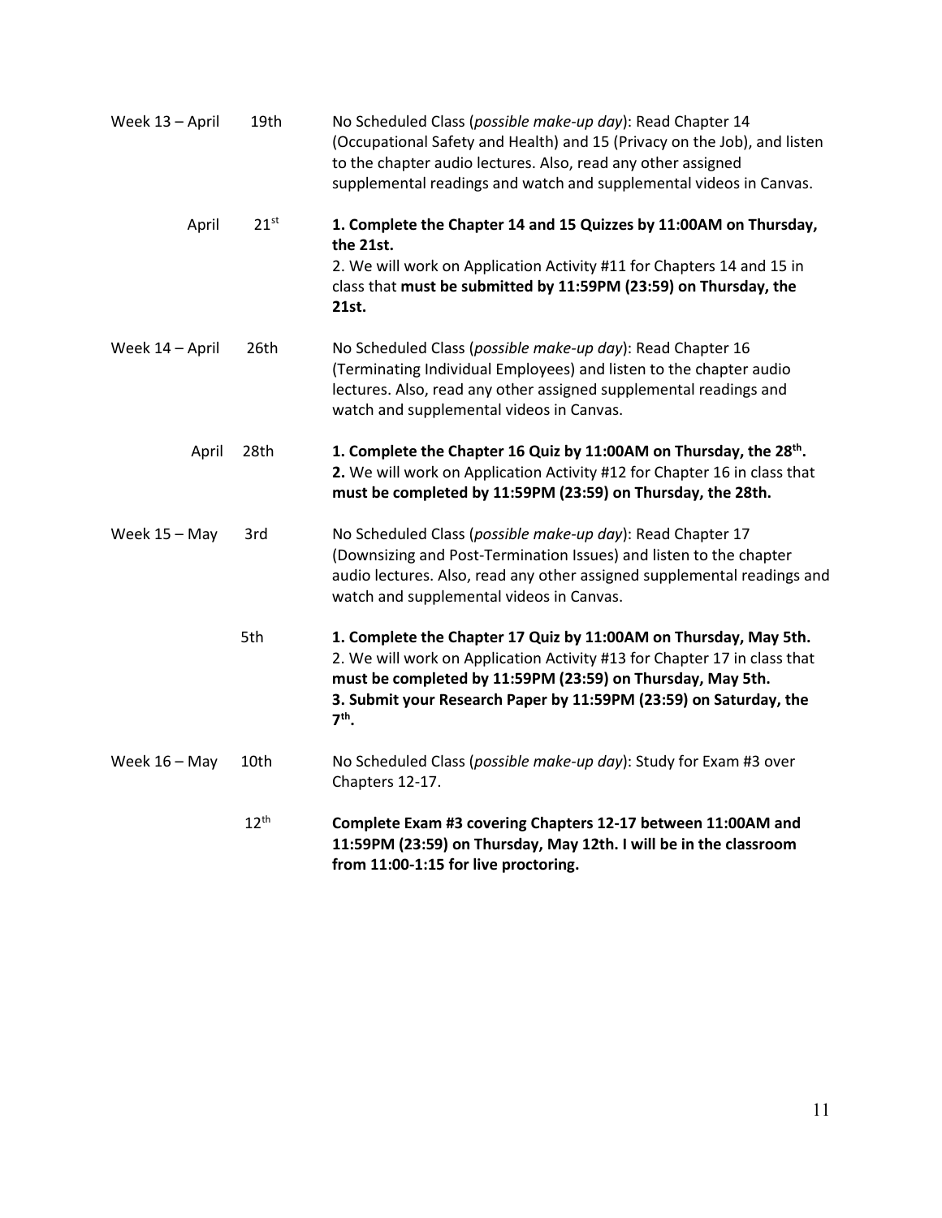| | | |
|---|---|---|
| Week 13 – April | 19th | No Scheduled Class (*possible make-up day*): Read Chapter 14 (Occupational Safety and Health) and 15 (Privacy on the Job), and listen to the chapter audio lectures. Also, read any other assigned supplemental readings and watch and supplemental videos in Canvas. |
| April | 21st | **1. Complete the Chapter 14 and 15 Quizzes by 11:00AM on Thursday, the 21st.**<br>2. We will work on Application Activity #11 for Chapters 14 and 15 in class that **must be submitted by 11:59PM (23:59) on Thursday, the 21st.** |
| Week 14 – April | 26th | No Scheduled Class (*possible make-up day*): Read Chapter 16 (Terminating Individual Employees) and listen to the chapter audio lectures. Also, read any other assigned supplemental readings and watch and supplemental videos in Canvas. |
| April | 28th | **1. Complete the Chapter 16 Quiz by 11:00AM on Thursday, the 28th.**<br>**2.** We will work on Application Activity #12 for Chapter 16 in class that **must be completed by 11:59PM (23:59) on Thursday, the 28th.** |
| Week 15 – May | 3rd | No Scheduled Class (*possible make-up day*): Read Chapter 17 (Downsizing and Post-Termination Issues) and listen to the chapter audio lectures. Also, read any other assigned supplemental readings and watch and supplemental videos in Canvas. |
| | 5th | **1. Complete the Chapter 17 Quiz by 11:00AM on Thursday, May 5th.**<br>2. We will work on Application Activity #13 for Chapter 17 in class that **must be completed by 11:59PM (23:59) on Thursday, May 5th.**<br>**3. Submit your Research Paper by 11:59PM (23:59) on Saturday, the 7th.** |
| Week 16 – May | 10th | No Scheduled Class (*possible make-up day*): Study for Exam #3 over Chapters 12-17. |
| | 12th | **Complete Exam #3 covering Chapters 12-17 between 11:00AM and 11:59PM (23:59) on Thursday, May 12th. I will be in the classroom from 11:00-1:15 for live proctoring.** |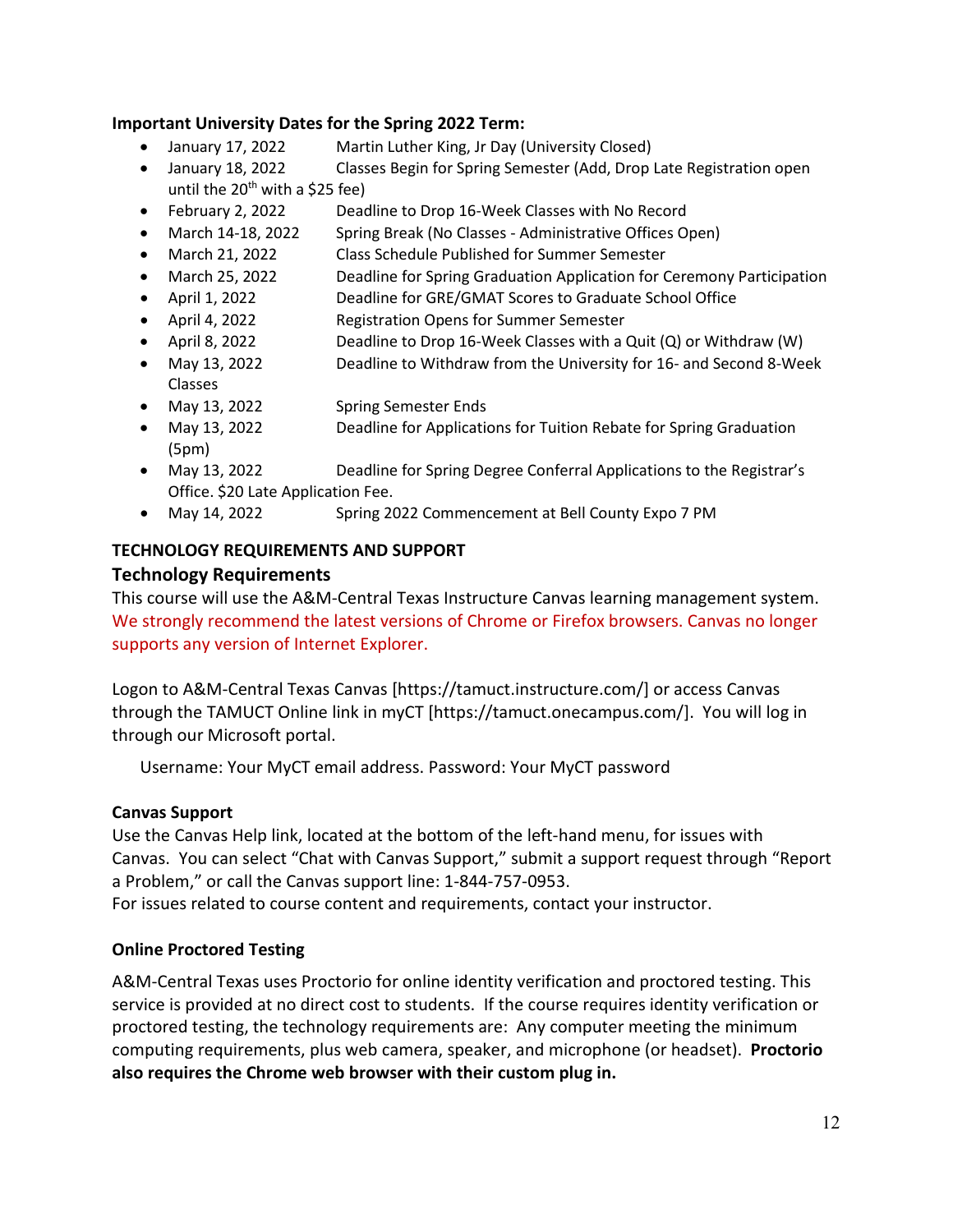**Important University Dates for the Spring 2022 Term:**

- January 17, 2022 Martin Luther King, Jr Day (University Closed)
- January 18, 2022 Classes Begin for Spring Semester (Add, Drop Late Registration open until the 20th with a $25 fee)
- February 2, 2022 Deadline to Drop 16-Week Classes with No Record
- March 14-18, 2022 Spring Break (No Classes - Administrative Offices Open)
- March 21, 2022 Class Schedule Published for Summer Semester
- March 25, 2022 Deadline for Spring Graduation Application for Ceremony Participation
- April 1, 2022 Deadline for GRE/GMAT Scores to Graduate School Office
- April 4, 2022 Registration Opens for Summer Semester
- April 8, 2022 Deadline to Drop 16-Week Classes with a Quit (Q) or Withdraw (W)
- May 13, 2022 Deadline to Withdraw from the University for 16- and Second 8-Week Classes
- May 13, 2022 Spring Semester Ends
- May 13, 2022 Deadline for Applications for Tuition Rebate for Spring Graduation (5pm)
- May 13, 2022 Deadline for Spring Degree Conferral Applications to the Registrar's Office. $20 Late Application Fee.
- May 14, 2022 Spring 2022 Commencement at Bell County Expo 7 PM

## TECHNOLOGY REQUIREMENTS AND SUPPORT

### Technology Requirements

This course will use the A&M-Central Texas Instructure Canvas learning management system. We strongly recommend the latest versions of Chrome or Firefox browsers. Canvas no longer supports any version of Internet Explorer.

Logon to A&M-Central Texas Canvas [https://tamuct.instructure.com/] or access Canvas through the TAMUCT Online link in myCT [https://tamuct.onecampus.com/]. You will log in through our Microsoft portal.

Username: Your MyCT email address. Password: Your MyCT password

**Canvas Support**

Use the Canvas Help link, located at the bottom of the left-hand menu, for issues with Canvas. You can select "Chat with Canvas Support," submit a support request through "Report a Problem," or call the Canvas support line: 1-844-757-0953.
For issues related to course content and requirements, contact your instructor.

**Online Proctored Testing**

A&M-Central Texas uses Proctorio for online identity verification and proctored testing. This service is provided at no direct cost to students. If the course requires identity verification or proctored testing, the technology requirements are: Any computer meeting the minimum computing requirements, plus web camera, speaker, and microphone (or headset). **Proctorio also requires the Chrome web browser with their custom plug in.**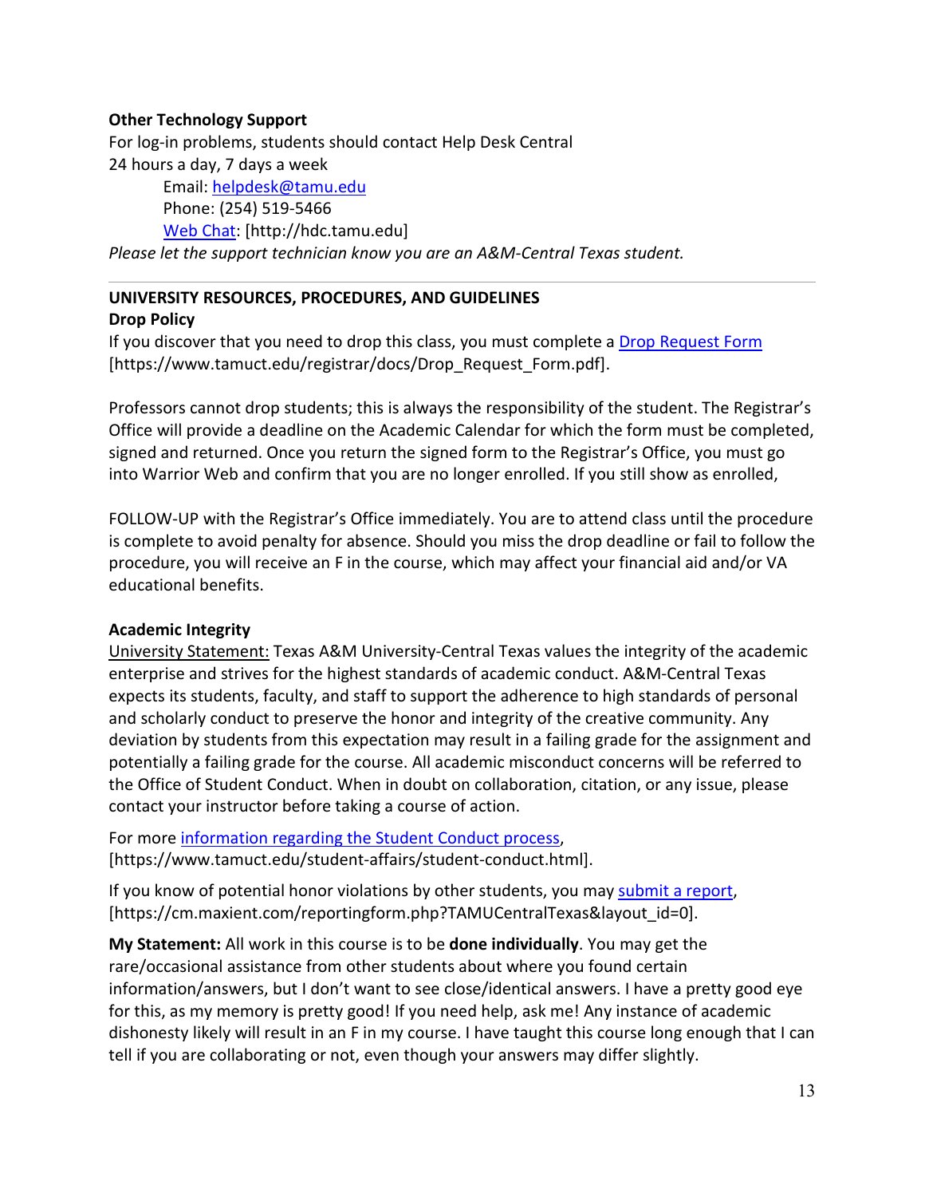**Other Technology Support**

For log-in problems, students should contact Help Desk Central

24 hours a day, 7 days a week

Email: helpdesk@tamu.edu

Phone: (254) 519-5466

Web Chat: [http://hdc.tamu.edu]

*Please let the support technician know you are an A&M-Central Texas student.*

---

## UNIVERSITY RESOURCES, PROCEDURES, AND GUIDELINES

**Drop Policy**

If you discover that you need to drop this class, you must complete a Drop Request Form [https://www.tamuct.edu/registrar/docs/Drop_Request_Form.pdf].

Professors cannot drop students; this is always the responsibility of the student. The Registrar's Office will provide a deadline on the Academic Calendar for which the form must be completed, signed and returned. Once you return the signed form to the Registrar's Office, you must go into Warrior Web and confirm that you are no longer enrolled. If you still show as enrolled,

FOLLOW-UP with the Registrar's Office immediately. You are to attend class until the procedure is complete to avoid penalty for absence. Should you miss the drop deadline or fail to follow the procedure, you will receive an F in the course, which may affect your financial aid and/or VA educational benefits.

**Academic Integrity**

University Statement: Texas A&M University-Central Texas values the integrity of the academic enterprise and strives for the highest standards of academic conduct. A&M-Central Texas expects its students, faculty, and staff to support the adherence to high standards of personal and scholarly conduct to preserve the honor and integrity of the creative community. Any deviation by students from this expectation may result in a failing grade for the assignment and potentially a failing grade for the course. All academic misconduct concerns will be referred to the Office of Student Conduct. When in doubt on collaboration, citation, or any issue, please contact your instructor before taking a course of action.

For more information regarding the Student Conduct process, [https://www.tamuct.edu/student-affairs/student-conduct.html].

If you know of potential honor violations by other students, you may submit a report, [https://cm.maxient.com/reportingform.php?TAMUCentralTexas&layout_id=0].

**My Statement:** All work in this course is to be **done individually**. You may get the rare/occasional assistance from other students about where you found certain information/answers, but I don't want to see close/identical answers. I have a pretty good eye for this, as my memory is pretty good! If you need help, ask me! Any instance of academic dishonesty likely will result in an F in my course. I have taught this course long enough that I can tell if you are collaborating or not, even though your answers may differ slightly.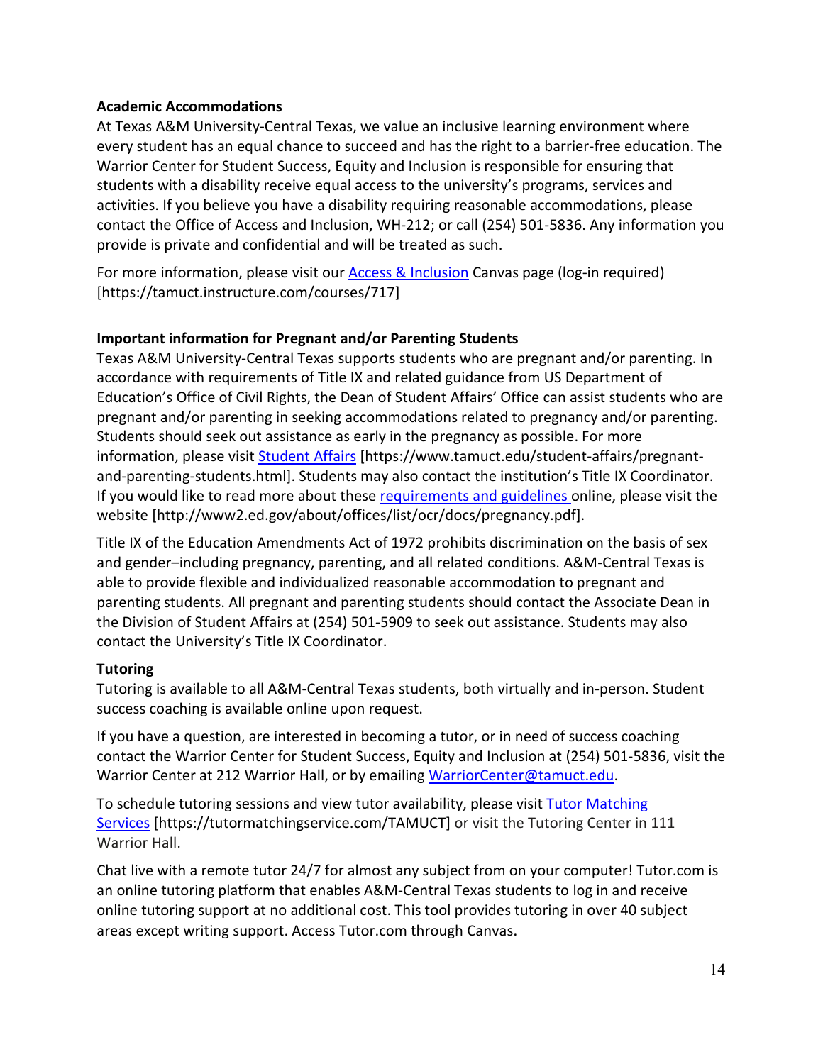**Academic Accommodations**

At Texas A&M University-Central Texas, we value an inclusive learning environment where every student has an equal chance to succeed and has the right to a barrier-free education. The Warrior Center for Student Success, Equity and Inclusion is responsible for ensuring that students with a disability receive equal access to the university's programs, services and activities. If you believe you have a disability requiring reasonable accommodations, please contact the Office of Access and Inclusion, WH-212; or call (254) 501-5836. Any information you provide is private and confidential and will be treated as such.

For more information, please visit our Access & Inclusion Canvas page (log-in required) [https://tamuct.instructure.com/courses/717]

**Important information for Pregnant and/or Parenting Students**

Texas A&M University-Central Texas supports students who are pregnant and/or parenting. In accordance with requirements of Title IX and related guidance from US Department of Education's Office of Civil Rights, the Dean of Student Affairs' Office can assist students who are pregnant and/or parenting in seeking accommodations related to pregnancy and/or parenting. Students should seek out assistance as early in the pregnancy as possible. For more information, please visit Student Affairs [https://www.tamuct.edu/student-affairs/pregnant-and-parenting-students.html]. Students may also contact the institution's Title IX Coordinator. If you would like to read more about these requirements and guidelines online, please visit the website [http://www2.ed.gov/about/offices/list/ocr/docs/pregnancy.pdf].

Title IX of the Education Amendments Act of 1972 prohibits discrimination on the basis of sex and gender–including pregnancy, parenting, and all related conditions. A&M-Central Texas is able to provide flexible and individualized reasonable accommodation to pregnant and parenting students. All pregnant and parenting students should contact the Associate Dean in the Division of Student Affairs at (254) 501-5909 to seek out assistance. Students may also contact the University's Title IX Coordinator.

**Tutoring**

Tutoring is available to all A&M-Central Texas students, both virtually and in-person. Student success coaching is available online upon request.

If you have a question, are interested in becoming a tutor, or in need of success coaching contact the Warrior Center for Student Success, Equity and Inclusion at (254) 501-5836, visit the Warrior Center at 212 Warrior Hall, or by emailing WarriorCenter@tamuct.edu.

To schedule tutoring sessions and view tutor availability, please visit Tutor Matching Services [https://tutormatchingservice.com/TAMUCT] or visit the Tutoring Center in 111 Warrior Hall.

Chat live with a remote tutor 24/7 for almost any subject from on your computer! Tutor.com is an online tutoring platform that enables A&M-Central Texas students to log in and receive online tutoring support at no additional cost. This tool provides tutoring in over 40 subject areas except writing support. Access Tutor.com through Canvas.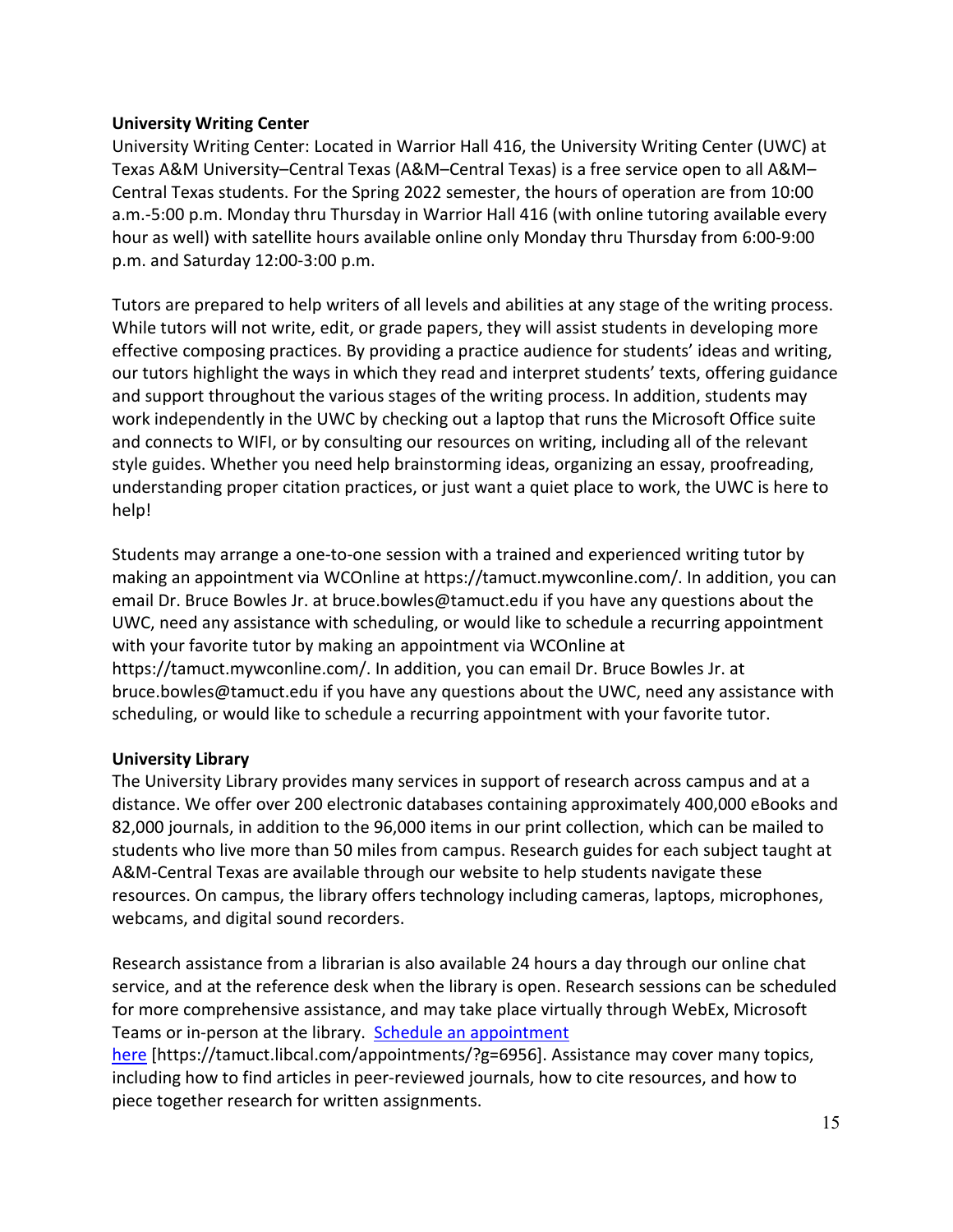**University Writing Center**

University Writing Center: Located in Warrior Hall 416, the University Writing Center (UWC) at Texas A&M University–Central Texas (A&M–Central Texas) is a free service open to all A&M–Central Texas students. For the Spring 2022 semester, the hours of operation are from 10:00 a.m.-5:00 p.m. Monday thru Thursday in Warrior Hall 416 (with online tutoring available every hour as well) with satellite hours available online only Monday thru Thursday from 6:00-9:00 p.m. and Saturday 12:00-3:00 p.m.

Tutors are prepared to help writers of all levels and abilities at any stage of the writing process. While tutors will not write, edit, or grade papers, they will assist students in developing more effective composing practices. By providing a practice audience for students' ideas and writing, our tutors highlight the ways in which they read and interpret students' texts, offering guidance and support throughout the various stages of the writing process. In addition, students may work independently in the UWC by checking out a laptop that runs the Microsoft Office suite and connects to WIFI, or by consulting our resources on writing, including all of the relevant style guides. Whether you need help brainstorming ideas, organizing an essay, proofreading, understanding proper citation practices, or just want a quiet place to work, the UWC is here to help!

Students may arrange a one-to-one session with a trained and experienced writing tutor by making an appointment via WCOnline at https://tamuct.mywconline.com/. In addition, you can email Dr. Bruce Bowles Jr. at bruce.bowles@tamuct.edu if you have any questions about the UWC, need any assistance with scheduling, or would like to schedule a recurring appointment with your favorite tutor by making an appointment via WCOnline at https://tamuct.mywconline.com/. In addition, you can email Dr. Bruce Bowles Jr. at bruce.bowles@tamuct.edu if you have any questions about the UWC, need any assistance with scheduling, or would like to schedule a recurring appointment with your favorite tutor.

**University Library**

The University Library provides many services in support of research across campus and at a distance. We offer over 200 electronic databases containing approximately 400,000 eBooks and 82,000 journals, in addition to the 96,000 items in our print collection, which can be mailed to students who live more than 50 miles from campus. Research guides for each subject taught at A&M-Central Texas are available through our website to help students navigate these resources. On campus, the library offers technology including cameras, laptops, microphones, webcams, and digital sound recorders.

Research assistance from a librarian is also available 24 hours a day through our online chat service, and at the reference desk when the library is open. Research sessions can be scheduled for more comprehensive assistance, and may take place virtually through WebEx, Microsoft Teams or in-person at the library. [Schedule an appointment here](https://tamuct.libcal.com/appointments/?g=6956) [https://tamuct.libcal.com/appointments/?g=6956]. Assistance may cover many topics, including how to find articles in peer-reviewed journals, how to cite resources, and how to piece together research for written assignments.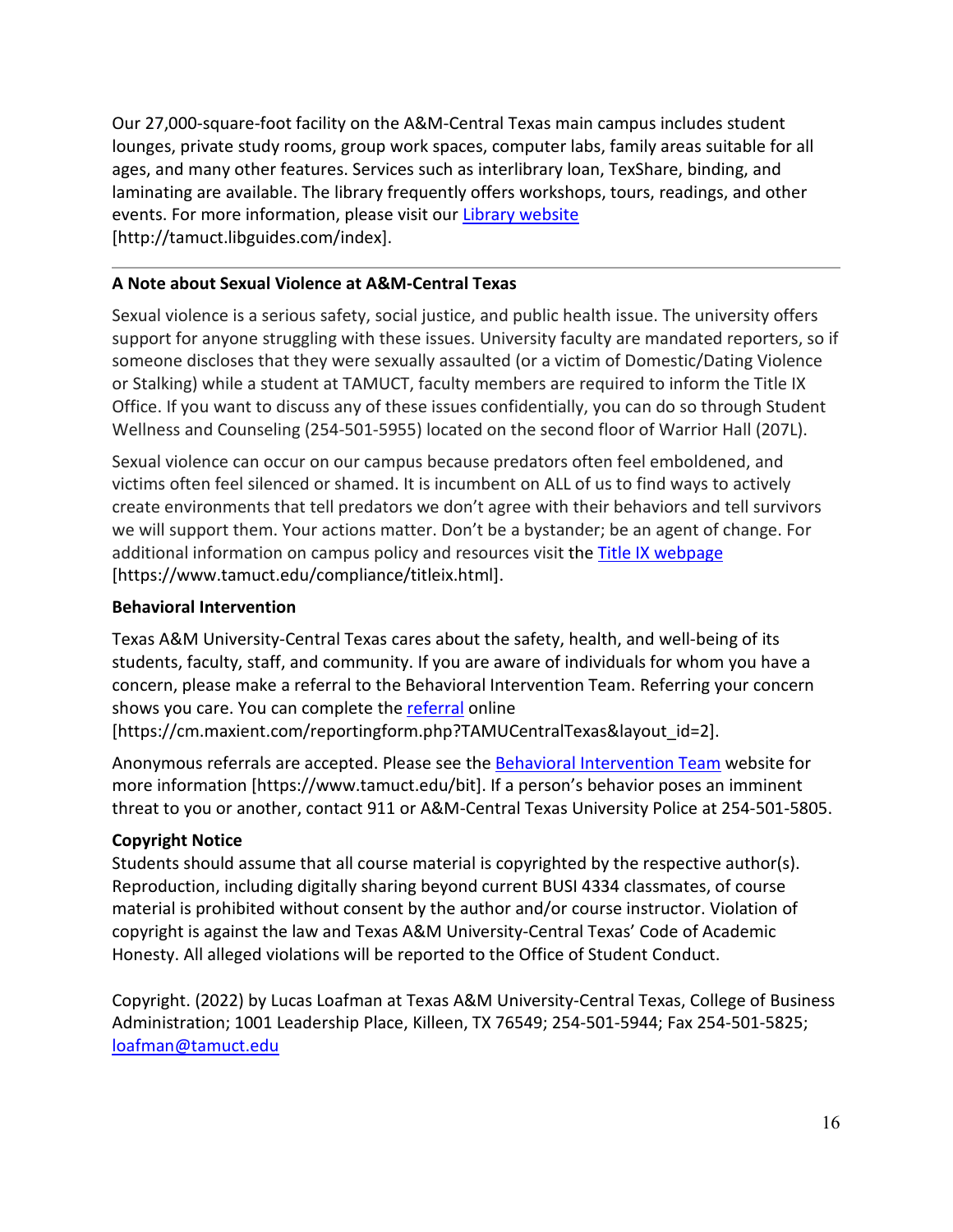Our 27,000-square-foot facility on the A&M-Central Texas main campus includes student lounges, private study rooms, group work spaces, computer labs, family areas suitable for all ages, and many other features. Services such as interlibrary loan, TexShare, binding, and laminating are available. The library frequently offers workshops, tours, readings, and other events. For more information, please visit our [Library website](http://tamuct.libguides.com/index) [http://tamuct.libguides.com/index].

---

**A Note about Sexual Violence at A&M-Central Texas**

Sexual violence is a serious safety, social justice, and public health issue. The university offers support for anyone struggling with these issues. University faculty are mandated reporters, so if someone discloses that they were sexually assaulted (or a victim of Domestic/Dating Violence or Stalking) while a student at TAMUCT, faculty members are required to inform the Title IX Office. If you want to discuss any of these issues confidentially, you can do so through Student Wellness and Counseling (254-501-5955) located on the second floor of Warrior Hall (207L).

Sexual violence can occur on our campus because predators often feel emboldened, and victims often feel silenced or shamed. It is incumbent on ALL of us to find ways to actively create environments that tell predators we don't agree with their behaviors and tell survivors we will support them. Your actions matter. Don't be a bystander; be an agent of change. For additional information on campus policy and resources visit the [Title IX webpage](https://www.tamuct.edu/compliance/titleix.html) [https://www.tamuct.edu/compliance/titleix.html].

**Behavioral Intervention**

Texas A&M University-Central Texas cares about the safety, health, and well-being of its students, faculty, staff, and community. If you are aware of individuals for whom you have a concern, please make a referral to the Behavioral Intervention Team. Referring your concern shows you care. You can complete the [referral](https://cm.maxient.com/reportingform.php?TAMUCentralTexas&layout_id=2) online [https://cm.maxient.com/reportingform.php?TAMUCentralTexas&layout_id=2].

Anonymous referrals are accepted. Please see the [Behavioral Intervention Team](https://www.tamuct.edu/bit) website for more information [https://www.tamuct.edu/bit]. If a person's behavior poses an imminent threat to you or another, contact 911 or A&M-Central Texas University Police at 254-501-5805.

**Copyright Notice**

Students should assume that all course material is copyrighted by the respective author(s). Reproduction, including digitally sharing beyond current BUSI 4334 classmates, of course material is prohibited without consent by the author and/or course instructor. Violation of copyright is against the law and Texas A&M University-Central Texas' Code of Academic Honesty. All alleged violations will be reported to the Office of Student Conduct.

Copyright. (2022) by Lucas Loafman at Texas A&M University-Central Texas, College of Business Administration; 1001 Leadership Place, Killeen, TX 76549; 254-501-5944; Fax 254-501-5825; [loafman@tamuct.edu](mailto:loafman@tamuct.edu)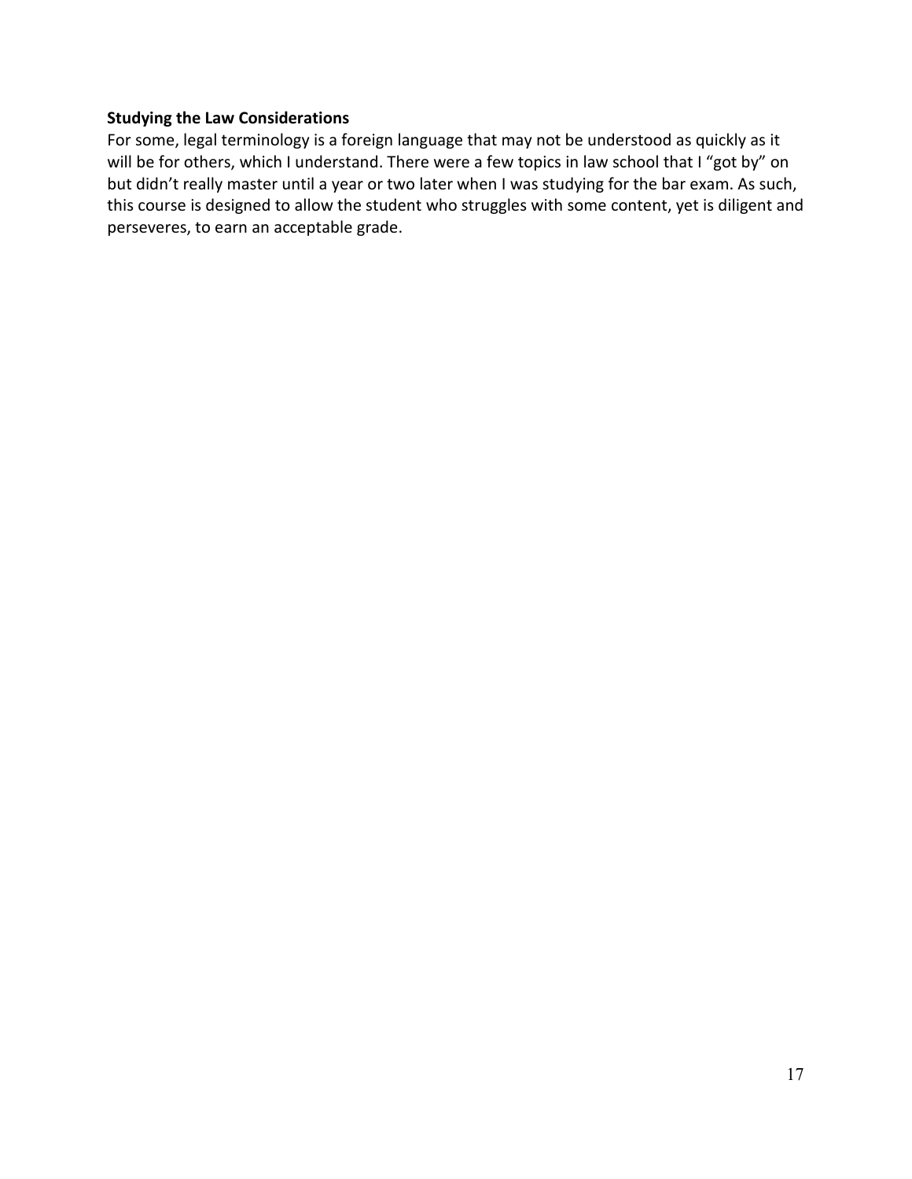**Studying the Law Considerations**

For some, legal terminology is a foreign language that may not be understood as quickly as it will be for others, which I understand. There were a few topics in law school that I "got by" on but didn't really master until a year or two later when I was studying for the bar exam. As such, this course is designed to allow the student who struggles with some content, yet is diligent and perseveres, to earn an acceptable grade.